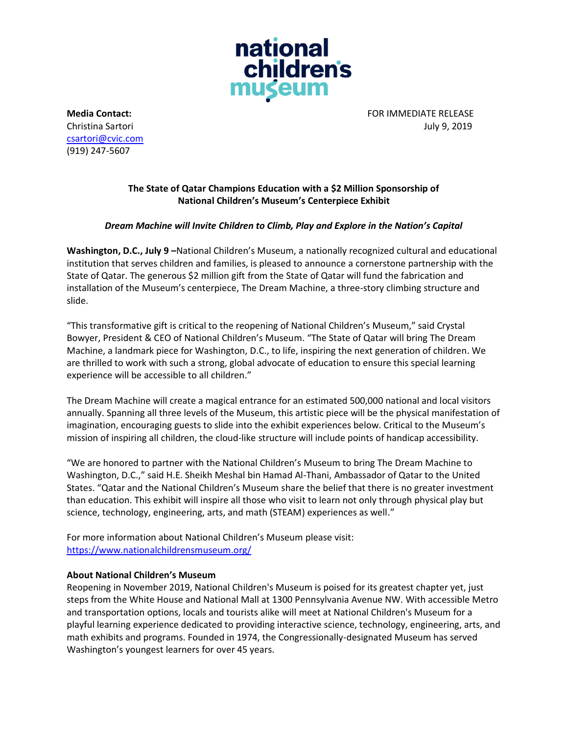national children's museum

**Media Contact:**
Christina Sartori
csartori@cvic.com
(919) 247-5607

FOR IMMEDIATE RELEASE
July 9, 2019

## The State of Qatar Champions Education with a $2 Million Sponsorship of National Children's Museum's Centerpiece Exhibit

***Dream Machine will Invite Children to Climb, Play and Explore in the Nation's Capital***

**Washington, D.C., July 9 –**National Children's Museum, a nationally recognized cultural and educational institution that serves children and families, is pleased to announce a cornerstone partnership with the State of Qatar. The generous $2 million gift from the State of Qatar will fund the fabrication and installation of the Museum's centerpiece, The Dream Machine, a three-story climbing structure and slide.

"This transformative gift is critical to the reopening of National Children's Museum," said Crystal Bowyer, President & CEO of National Children's Museum. "The State of Qatar will bring The Dream Machine, a landmark piece for Washington, D.C., to life, inspiring the next generation of children. We are thrilled to work with such a strong, global advocate of education to ensure this special learning experience will be accessible to all children."

The Dream Machine will create a magical entrance for an estimated 500,000 national and local visitors annually. Spanning all three levels of the Museum, this artistic piece will be the physical manifestation of imagination, encouraging guests to slide into the exhibit experiences below. Critical to the Museum's mission of inspiring all children, the cloud-like structure will include points of handicap accessibility.

"We are honored to partner with the National Children's Museum to bring The Dream Machine to Washington, D.C.," said H.E. Sheikh Meshal bin Hamad Al-Thani, Ambassador of Qatar to the United States. "Qatar and the National Children's Museum share the belief that there is no greater investment than education. This exhibit will inspire all those who visit to learn not only through physical play but science, technology, engineering, arts, and math (STEAM) experiences as well."

For more information about National Children's Museum please visit:
https://www.nationalchildrensmuseum.org/

**About National Children's Museum**

Reopening in November 2019, National Children's Museum is poised for its greatest chapter yet, just steps from the White House and National Mall at 1300 Pennsylvania Avenue NW. With accessible Metro and transportation options, locals and tourists alike will meet at National Children's Museum for a playful learning experience dedicated to providing interactive science, technology, engineering, arts, and math exhibits and programs. Founded in 1974, the Congressionally-designated Museum has served Washington's youngest learners for over 45 years.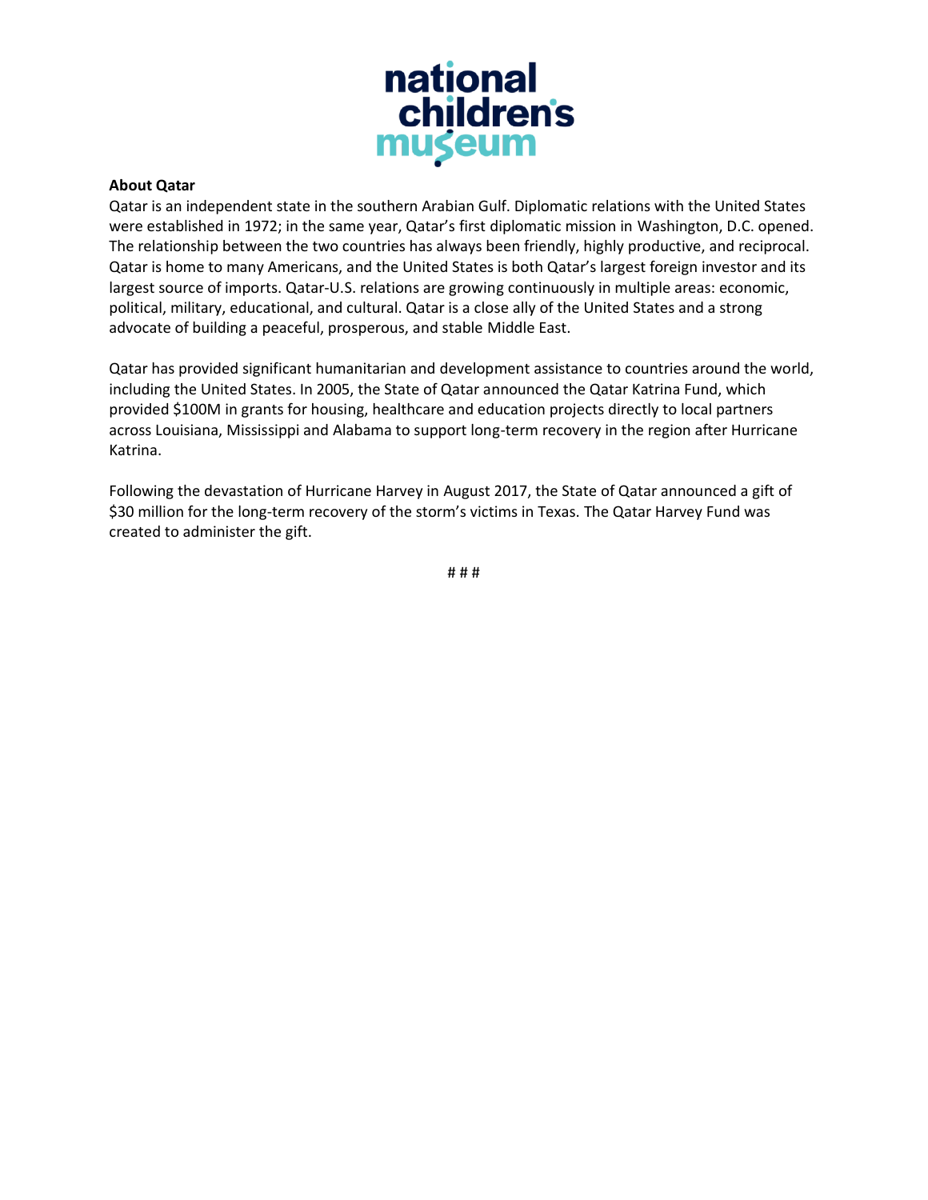**About Qatar**

Qatar is an independent state in the southern Arabian Gulf. Diplomatic relations with the United States were established in 1972; in the same year, Qatar's first diplomatic mission in Washington, D.C. opened. The relationship between the two countries has always been friendly, highly productive, and reciprocal. Qatar is home to many Americans, and the United States is both Qatar's largest foreign investor and its largest source of imports. Qatar-U.S. relations are growing continuously in multiple areas: economic, political, military, educational, and cultural. Qatar is a close ally of the United States and a strong advocate of building a peaceful, prosperous, and stable Middle East.

Qatar has provided significant humanitarian and development assistance to countries around the world, including the United States. In 2005, the State of Qatar announced the Qatar Katrina Fund, which provided $100M in grants for housing, healthcare and education projects directly to local partners across Louisiana, Mississippi and Alabama to support long-term recovery in the region after Hurricane Katrina.

Following the devastation of Hurricane Harvey in August 2017, the State of Qatar announced a gift of $30 million for the long-term recovery of the storm's victims in Texas. The Qatar Harvey Fund was created to administer the gift.

# # #